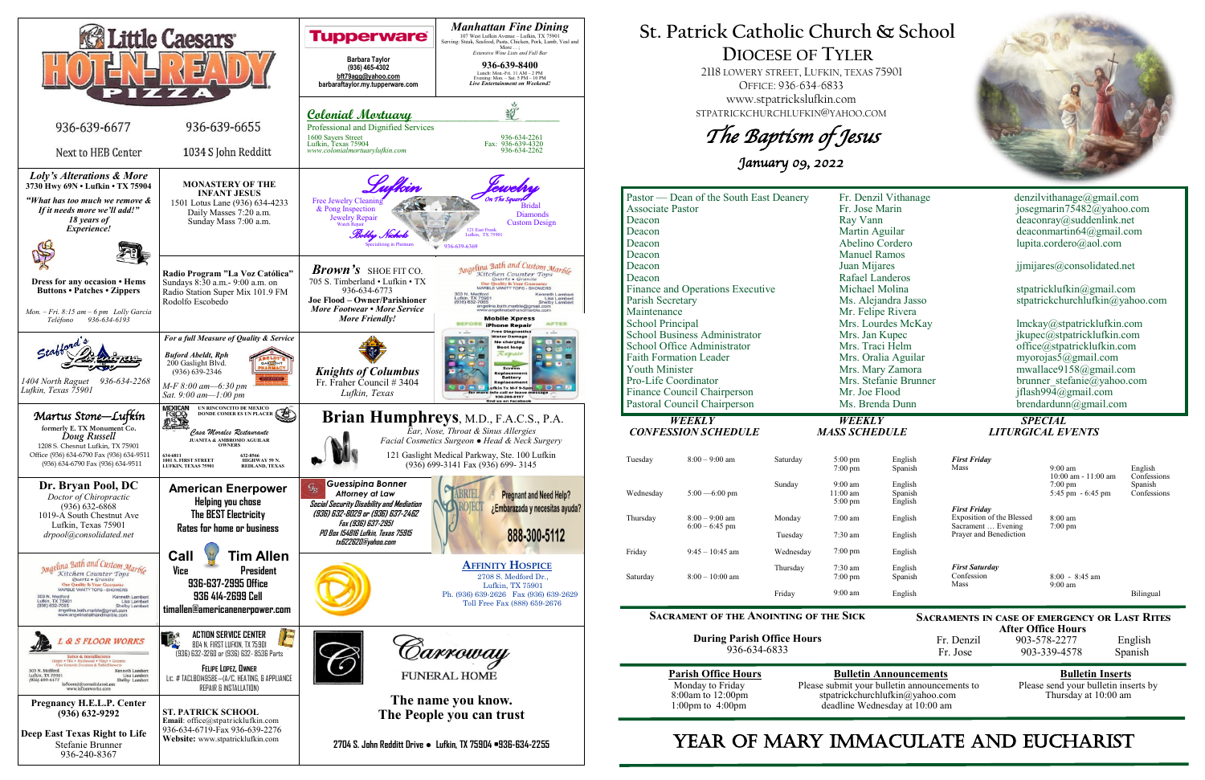# St. Patrick Catholic Church & School

## Diocese of Tyler

2118 Lowery Street, Lufkin, Texas 75901
Office: 936-634-6833
www.stpatrickslufkin.com
STPATRICKCHURCHLUFKIN@YAHOO.COM

## The Baptism of Jesus

**January 09, 2022**

| | | |
|---|---|---|
| Pastor — Dean of the South East Deanery | Fr. Denzil Vithanage | denzilvithanage@gmail.com |
| Associate Pastor | Fr. Jose Marin | josegmarin75482@yahoo.com |
| Deacon | Ray Vann | deaconray@suddenlink.net |
| Deacon | Martin Aguilar | deaconmartin64@gmail.com |
| Deacon | Abelino Cordero | lupita.cordero@aol.com |
| Deacon | Manuel Ramos | |
| Deacon | Juan Mijares | jjmijares@consolidated.net |
| Deacon | Rafael Landeros | |
| Finance and Operations Executive | Michael Molina | stpatricklufkin@gmail.com |
| Parish Secretary | Ms. Alejandra Jasso | stpatrickchurchlufkin@yahoo.com |
| Maintenance | Mr. Felipe Rivera | |
| School Principal | Mrs. Lourdes McKay | lmckay@stpatricklufkin.com |
| School Business Administrator | Mrs. Jan Kupec | jkupec@stpatricklufkin.com |
| School Office Administrator | Mrs. Traci Helm | office@stpatricklufkin.com |
| Faith Formation Leader | Mrs. Oralia Aguilar | myorojas5@gmail.com |
| Youth Minister | Mrs. Mary Zamora | mwallace9158@gmail.com |
| Pro-Life Coordinator | Mrs. Stefanie Brunner | brunner_stefanie@yahoo.com |
| Finance Council Chairperson | Mr. Joe Flood | jflash994@gmail.com |
| Pastoral Council Chairperson | Ms. Brenda Dunn | brendardunn@gmail.com |

### Weekly Confession Schedule

| | |
|---|---|
| Tuesday | 8:00 – 9:00 am |
| Wednesday | 5:00 —6:00 pm |
| Thursday | 8:00 – 9:00 am<br>6:00 – 6:45 pm |
| Friday | 9:45 – 10:45 am |
| Saturday | 8:00 – 10:00 am |

### Weekly Mass Schedule

| | | |
|---|---|---|
| Saturday | 5:00 pm<br>7:00 pm | English<br>Spanish |
| Sunday | 9:00 am<br>11:00 am<br>5:00 pm | English<br>Spanish<br>English |
| Monday | 7:00 am | English |
| Tuesday | 7:30 am | English |
| Wednesday | 7:00 pm | English |
| Thursday | 7:30 am<br>7:00 pm | English<br>Spanish |
| Friday | 9:00 am | English |

### Special Liturgical Events

| | | |
|---|---|---|
| ***First Friday***<br>Mass | 9:00 am<br>10:00 am - 11:00 am<br>7:00 pm<br>5:45 pm - 6:45 pm | English<br>Confessions<br>Spanish<br>Confessions |
| ***First Friday***<br>Exposition of the Blessed Sacrament ... Evening<br>Prayer and Benediction | 8:00 am<br>7:00 pm | |
| ***First Saturday***<br>Confession<br>Mass | 8:00 - 8:45 am<br>9:00 am | Bilingual |

### Sacrament of the Anointing of the Sick

**During Parish Office Hours**
936-634-6833

### Sacraments in Case of Emergency or Last Rites

**After Office Hours**

| | | |
|---|---|---|
| Fr. Denzil | 903-578-2277 | English |
| Fr. Jose | 903-339-4578 | Spanish |

**Parish Office Hours**
Monday to Friday
8:00am to 12:00pm
1:00pm to 4:00pm

**Bulletin Announcements**
Please submit your bulletin announcements to stpatrickchurchlufkin@yahoo.com deadline Wednesday at 10:00 am

**Bulletin Inserts**
Please send your bulletin inserts by Thursday at 10:00 am

## YEAR OF MARY IMMACULATE AND EUCHARIST

---

**Little Caesars HOT-N-READY PIZZA**
936-639-6677 — Next to HEB Center
936-639-6655 — 1034 S John Redditt

**Tupperware**
Barbara Taylor
(936) 465-4302
bft79agg@yahoo.com
barbarataylor.my.tupperware.com

***Manhattan Fine Dining***
107 West Lufkin Avenue – Lufkin, TX 75901
Serving: Steak, Seafood, Pasta, Chicken, Pork, Lamb, Veal and More . . .
*Extensive Wine Lists and Full Bar*
**936-639-8400**
Lunch: Mon.-Fri. 11 AM – 2 PM
Evening: Mon. – Sat. 5 PM – 10 PM
***Live Entertainment on Weekend!***

**Colonial Mortuary**
Professional and Dignified Services
1600 Sayers Street
Lufkin, Texas 75904
www.colonialmortuarylufkin.com
936-634-2261
Fax: 936-639-4320
936-634-2262

***Loly's Alterations & More***
**3730 Hwy 69N • Lufkin • TX 75904**
***"What has too much we remove & If it needs more we'll add!"***
***18 years of Experience!***
**Dress for any occasion • Hems Buttons • Patches • Zippers**
*Mon. – Fri. 8:15 am – 6 pm Lolly Garcia*
*Teléfono 936-634-6193*

**MONASTERY OF THE INFANT JESUS**
1501 Lotus Lane (936) 634-4233
Daily Masses 7:20 a.m.
Sunday Mass 7:00 a.m.

**Lufkin Jewelry** On The Square
Free Jewelry Cleaning & Prong Inspection
Jewelry Repair
Watch Repair
Bridal
Diamonds
Custom Design
Bobby Nichols
Specializing in Platinum
121 East Frank
Lufkin, TX 75901
936-639-6369

**Radio Program "La Voz Católica"**
Sundays 8:30 a.m.- 9:00 a.m. on Radio Station Super Mix 101.9 FM
Rodolfo Escobedo

***Brown's*** SHOE FIT CO.
705 S. Timberland • Lufkin • TX
936-634-6773
**Joe Flood – Owner/Parishioner**
***More Footwear • More Service More Friendly!***

**Angelina Bath and Custom Marble**
Kitchen Counter Tops
Quartz • Granite
Our Quality Is Your Guarantee
MARBLE VANITY TOPS - SHOWERS
303 N. Medford
Lufkin, TX 75901
(936) 632-7065
Kenneth Lambert
Lisa Lambert
Shelby Lambert
angelina.bath.marble@gmail.com
www.angelinabathandmarble.com

**Mobile Xpress iPhone Repair**
Free Diagnostics
Water Damage
No charging
Boot loop
Repair
Screen Replacement
Battery Replacement
Lufkin Tx M-F 9-5pm
936-205-8197
Find us on Facebook

**Stafford's Lawn Care**
1404 North Raguet 936-634-2268
Lufkin, Texas 75901

***For a full Measure of Quality & Service***
***Buford Abeldt, Rph***
200 Gaslight Blvd.
(936) 639-2346
*M-F 8:00 am—6:30 pm*
*Sat. 9:00 am—1:00 pm*
Abeldt's Gaslight Pharmacy

***Knights of Columbus***
Fr. Fraher Council # 3404
*Lufkin, Texas*

***Martus Stone—Lufkin***
formerly E. TX Monument Co.
***Doug Russell***
1208 S. Chesnut Lufkin, TX 75901
Office (936) 634-6790 Fax (936) 634-9511
(936) 634-6790 Fax (936) 634-9511

**MEXICAN FOOD** UN RINCONCITO DE MEXICO DONDE COMER ES UN PLACER
***Casa Morales Restaurante***
JUANITA & AMBROSIO AGUILAR OWNERS
634-6811
1001 S. FIRST STREET
LUFKIN, TEXAS 75901
632-8566
HIGHWAY 59 N.
REDLAND, TEXAS

**Brian Humphreys**, M.D., F.A.C.S., P.A.
*Ear, Nose, Throat & Sinus Allergies*
*Facial Cosmetics Surgeon • Head & Neck Surgery*
121 Gaslight Medical Parkway, Ste. 100 Lufkin
(936) 699-3141 Fax (936) 699- 3145

**Dr. Bryan Pool, DC**
*Doctor of Chiropractic*
(936) 632-6868
1019-A South Chestnut Ave
Lufkin, Texas 75901
*drpool@consolidated.net*

**American Enerpower**
Helping you chose
The BEST Electricity
Rates for home or business

***Guessipina Bonner***
***Attorney at Law***
*Social Security Disability and Mediation*
*(936) 632-8029 or (936) 637-2462*
*Fax (936) 637-2951*
*PO Box 154816 Lufkin, Texas 75915*
*tx622620@yahoo.com*

**Gabriel Project**
Pregnant and Need Help?
¿Embarazada y necesitas ayuda?
888-300-5112

**Angelina Bath and Custom Marble**
Kitchen Counter Tops
Quartz • Granite
Our Quality Is Your Guarantee
MARBLE VANITY TOPS - SHOWERS
303 N. Medford
Lufkin, TX 75901
(936) 632-7065
Kenneth Lambert
Lisa Lambert
Shelby Lambert
angelina.bath.marble@gmail.com
www.angelinabathandmarble.com

**Call Tim Allen**
**Vice President**
**936-637-2995 Office**
**936 414-2699 Cell**
**timallen@americanenerpower.com**

**AFFINITY HOSPICE**
2708 S. Medford Dr.,
Lufkin, TX 75901
Ph. (936) 639-2626 Fax (936) 639-2629
Toll Free Fax (888) 659-2676

**L & S FLOOR WORKS**
Sales & Installation
Carpet • Tile • Hardwood • Vinyl • Ceramic
303 N. Medford
Lufkin, TX 75901
(936) 699-4477
Kenneth Lambert
Lisa Lambert
Shelby Lambert
lsfloors@consolidated.net
www.lsfloorworks.com

**ACTION SERVICE CENTER**
804 N. FIRST LUFKIN, TX 75901
(936) 632-3260 or (936) 632- 8536 Parts
FELIPE LOPEZ, OWNER
Lic. # TACLB014958E—(A/C, HEATING, & APPLIANCE REPAIR & INSTALLATION)

**Carroway FUNERAL HOME**
**The name you know.**
**The People you can trust**
**2704 S. John Redditt Drive • Lufkin, TX 75904 •936-634-2255**

**Pregnancy H.E.L.P. Center**
**(936) 632-9292**
**Deep East Texas Right to Life**
Stefanie Brunner
936-240-8367

**ST. PATRICK SCHOOL**
**Email**: office@stpatricklufkin.com
936-634-6719-Fax 936-639-2276
**Website:** www.stpatrickslufkin.com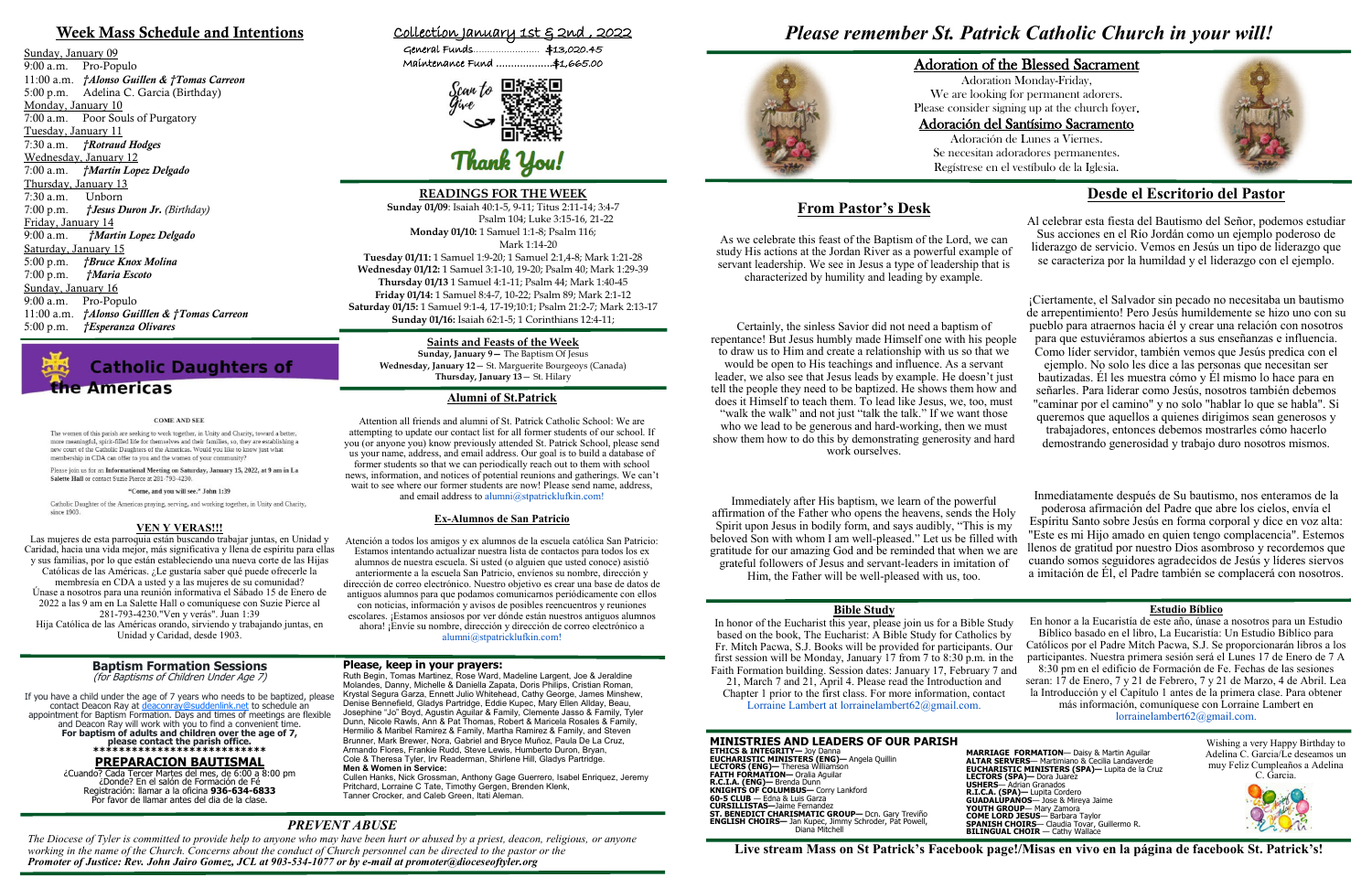## Week Mass Schedule and Intentions

Sunday, January 09
9:00 a.m. Pro-Populo
11:00 a.m. *†Alonso Guillen & †Tomas Carreon*
5:00 p.m. Adelina C. Garcia (Birthday)
Monday, January 10
7:00 a.m. Poor Souls of Purgatory
Tuesday, January 11
7:30 a.m. *†Rotraud Hodges*
Wednesday, January 12
7:00 a.m. *†Martin Lopez Delgado*
Thursday, January 13
7:30 a.m. Unborn
7:00 p.m. *†Jesus Duron Jr. (Birthday)*
Friday, January 14
9:00 a.m. *†Martin Lopez Delgado*
Saturday, January 15
5:00 p.m. *†Bruce Knox Molina*
7:00 p.m. *†Maria Escoto*
Sunday, January 16
9:00 a.m. Pro-Populo
11:00 a.m. *†Alonso Guilllen & †Tomas Carreon*
5:00 p.m. *†Esperanza Olivares*

## Catholic Daughters of the Americas

COME AND SEE

The women of this parish are seeking to work together, in Unity and Charity, toward a better, more meaningful, spirit-filled life for themselves and their families, so, they are establishing a new court of the Catholic Daughters of the Americas. Would you like to know just what membership in CDA can offer to you and the women of your community?

Please join us for an **Informational Meeting on Saturday, January 15, 2022, at 9 am in La Salette Hall** or contact Suzie Pierce at 281-793-4230.

"Come, and you will see." John 1:39

Catholic Daughter of the Americas praying, serving, and working together, in Unity and Charity, since 1903.

**VEN Y VERAS!!!**

Las mujeres de esta parroquia están buscando trabajar juntas, en Unidad y Caridad, hacia una vida mejor, más significativa y llena de espíritu para ellas y sus familias, por lo que están estableciendo una nueva corte de las Hijas Católicas de las Américas. ¿Le gustaría saber qué puede ofrecerle la membresía en CDA a usted y a las mujeres de su comunidad?
Únase a nosotros para una reunión informativa el Sábado 15 de Enero de 2022 a las 9 am en La Salette Hall o comuníquese con Suzie Pierce al 281-793-4230."Ven y verás". Juan 1:39
Hija Católica de las Américas orando, sirviendo y trabajando juntas, en Unidad y Caridad, desde 1903.

## Baptism Formation Sessions
*(for Baptisms of Children Under Age 7)*

If you have a child under the age of 7 years who needs to be baptized, please contact Deacon Ray at deaconray@suddenlink.net to schedule an appointment for Baptism Formation. Days and times of meetings are flexible and Deacon Ray will work with you to find a convenient time.
**For baptism of adults and children over the age of 7, please contact the parish office.**
**\*\*\*\*\*\*\*\*\*\*\*\*\*\*\*\*\*\*\*\*\*\*\*\*\*\*\*\*\*\***

**PREPARACION BAUTISMAL**
¿Cuando? Cada Tercer Martes del mes, de 6:00 a 8:00 pm
¿Donde? En el salón de Formación de Fé
Registración: llamar a la oficina **936-634-6833**
Por favor de llamar antes del dia de la clase.

## Collection January 1st & 2nd , 2022

General Funds........................ $13,020.45
Maintenance Fund ...................$1,665.00

Scan to Give

Thank You!

## READINGS FOR THE WEEK

**Sunday 01/09**: Isaiah 40:1-5, 9-11; Titus 2:11-14; 3:4-7 Psalm 104; Luke 3:15-16, 21-22
**Monday 01/10:** 1 Samuel 1:1-8; Psalm 116; Mark 1:14-20
**Tuesday 01/11:** 1 Samuel 1:9-20; 1 Samuel 2:1,4-8; Mark 1:21-28
**Wednesday 01/12:** 1 Samuel 3:1-10, 19-20; Psalm 40; Mark 1:29-39
**Thursday 01/13** 1 Samuel 4:1-11; Psalm 44; Mark 1:40-45
**Friday 01/14:** 1 Samuel 8:4-7, 10-22; Psalm 89; Mark 2:1-12
**Saturday 01/15:** 1 Samuel 9:1-4, 17-19;10:1; Psalm 21:2-7; Mark 2:13-17
**Sunday 01/16:** Isaiah 62:1-5; 1 Corinthians 12:4-11;

**Saints and Feasts of the Week**
**Sunday, January 9—** The Baptism Of Jesus
**Wednesday, January 12—** St. Marguerite Bourgeoys (Canada)
**Thursday, January 13—** St. Hilary

**Alumni of St.Patrick**

Attention all friends and alumni of St. Patrick Catholic School: We are attempting to update our contact list for all former students of our school. If you (or anyone you) know previously attended St. Patrick School, please send us your name, address, and email address. Our goal is to build a database of former students so that we can periodically reach out to them with school news, information, and notices of potential reunions and gatherings. We can't wait to see where our former students are now! Please send name, address, and email address to alumni@stpatricklufkin.com!

**Ex-Alumnos de San Patricio**

Atención a todos los amigos y ex alumnos de la escuela católica San Patricio: Estamos intentando actualizar nuestra lista de contactos para todos los ex alumnos de nuestra escuela. Si usted (o alguien que usted conoce) asistió anteriormente a la escuela San Patricio, envíenos su nombre, dirección y dirección de correo electrónico. Nuestro objetivo es crear una base de datos de antiguos alumnos para que podamos comunicarnos periódicamente con ellos con noticias, información y avisos de posibles reencuentros y reuniones escolares. ¡Estamos ansiosos por ver dónde están nuestros antiguos alumnos ahora! ¡Envíe su nombre, dirección y dirección de correo electrónico a alumni@stpatricklufkin.com!

**Please, keep in your prayers:**
Ruth Begin, Tomas Martinez, Rose Ward, Madeline Largent, Joe & Jeraldine Molandes, Danny, Michelle & Daniella Zapata, Doris Philips, Cristian Roman, Krystal Segura Garza, Ennett Julio Whitehead, Cathy George, James Minshew, Denise Bennefield, Gladys Partridge, Eddie Kupec, Mary Ellen Allday, Beau, Josephine "Jo" Boyd, Agustin Aguilar & Family, Clemente Jasso & Family, Tyler Dunn, Nicole Rawls, Ann & Pat Thomas, Robert & Maricela Rosales & Family, Hermilio & Maribel Ramirez & Family, Martha Ramirez & Family, and Steven Brunner, Mark Brewer, Nora, Gabriel and Bryce Muñoz, Paula De La Cruz, Armando Flores, Frankie Rudd, Steve Lewis, Humberto Duron, Bryan, Cole & Theresa Tyler, Irv Readerman, Shirlene Hill, Gladys Partridge.
**Men & Women in Service:**
Cullen Hanks, Nick Grossman, Anthony Gage Guerrero, Isabel Enriquez, Jeremy Pritchard, Lorraine C Tate, Timothy Gergen, Brenden Klenk, Tanner Crocker, and Caleb Green, Itati Aleman.

# *Please remember St. Patrick Catholic Church in your will!*

## Adoration of the Blessed Sacrament

Adoration Monday-Friday,
We are looking for permanent adorers.
Please consider signing up at the church foyer.

## Adoración del Santísimo Sacramento

Adoración de Lunes a Viernes.
Se necesitan adoradores permanentes.
Regístrese en el vestíbulo de la Iglesia.

## From Pastor's Desk

As we celebrate this feast of the Baptism of the Lord, we can study His actions at the Jordan River as a powerful example of servant leadership. We see in Jesus a type of leadership that is characterized by humility and leading by example.

Certainly, the sinless Savior did not need a baptism of repentance! But Jesus humbly made Himself one with his people to draw us to Him and create a relationship with us so that we would be open to His teachings and influence. As a servant leader, we also see that Jesus leads by example. He doesn't just tell the people they need to be baptized. He shows them how and does it Himself to teach them. To lead like Jesus, we, too, must "walk the walk" and not just "talk the talk." If we want those who we lead to be generous and hard-working, then we must show them how to do this by demonstrating generosity and hard work ourselves.

Immediately after His baptism, we learn of the powerful affirmation of the Father who opens the heavens, sends the Holy Spirit upon Jesus in bodily form, and says audibly, "This is my beloved Son with whom I am well-pleased." Let us be filled with gratitude for our amazing God and be reminded that when we are grateful followers of Jesus and servant-leaders in imitation of Him, the Father will be well-pleased with us, too.

## Desde el Escritorio del Pastor

Al celebrar esta fiesta del Bautismo del Señor, podemos estudiar Sus acciones en el Río Jordán como un ejemplo poderoso de liderazgo de servicio. Vemos en Jesús un tipo de liderazgo que se caracteriza por la humildad y el liderazgo con el ejemplo.

¡Ciertamente, el Salvador sin pecado no necesitaba un bautismo de arrepentimiento! Pero Jesús humildemente se hizo uno con su pueblo para atraernos hacia él y crear una relación con nosotros para que estuviéramos abiertos a sus enseñanzas e influencia. Como líder servidor, también vemos que Jesús predica con el ejemplo. No solo les dice a las personas que necesitan ser bautizadas. Él les muestra cómo y Él mismo lo hace para en señarles. Para liderar como Jesús, nosotros también debemos "caminar por el camino" y no solo "hablar lo que se habla". Si queremos que aquellos a quienes dirigimos sean generosos y trabajadores, entonces debemos mostrarles cómo hacerlo demostrando generosidad y trabajo duro nosotros mismos.

Inmediatamente después de Su bautismo, nos enteramos de la poderosa afirmación del Padre que abre los cielos, envía el Espíritu Santo sobre Jesús en forma corporal y dice en voz alta: "Este es mi Hijo amado en quien tengo complacencia". Estemos llenos de gratitud por nuestro Dios asombroso y recordemos que cuando somos seguidores agradecidos de Jesús y líderes siervos a imitación de Él, el Padre también se complacerá con nosotros.

**Bible Study**

In honor of the Eucharist this year, please join us for a Bible Study based on the book, The Eucharist: A Bible Study for Catholics by Fr. Mitch Pacwa, S.J. Books will be provided for participants. Our first session will be Monday, January 17 from 7 to 8:30 p.m. in the Faith Formation building. Session dates: January 17, February 7 and 21, March 7 and 21, April 4. Please read the Introduction and Chapter 1 prior to the first class. For more information, contact Lorraine Lambert at lorrainelambert62@gmail.com.

**Estudio Bíblico**

En honor a la Eucaristía de este año, únase a nosotros para un Estudio Bíblico basado en el libro, La Eucaristía: Un Estudio Bíblico para Católicos por el Padre Mitch Pacwa, S.J. Se proporcionarán libros a los participantes. Nuestra primera sesión será el Lunes 17 de Enero de 7 A 8:30 pm en el edificio de Formación de Fe. Fechas de las sesiones seran: 17 de Enero, 7 y 21 de Febrero, 7 y 21 de Marzo, 4 de Abril. Lea la Introducción y el Capítulo 1 antes de la primera clase. Para obtener más información, comuníquese con Lorraine Lambert en lorrainelambert62@gmail.com.

**MINISTRIES AND LEADERS OF OUR PARISH**
**ETHICS & INTEGRITY—** Joy Danna
**EUCHARISTIC MINISTERS (ENG)—** Angela Quillin
**LECTORS (ENG)—** Theresa Williamson
**FAITH FORMATION—** Oralia Aguilar
**R.C.I.A. (ENG)—** Brenda Dunn
**KNIGHTS OF COLUMBUS—** Corry Lankford
**60-5 CLUB —** Edna & Luis Garza
**CURSILLISTAS—**Jaime Fernandez
**ST. BENEDICT CHARISMATIC GROUP—** Dcn. Gary Treviño
**ENGLISH CHOIRS—** Jan Kupec, Jimmy Schroder, Pat Powell, Diana Mitchell
**MARRIAGE FORMATION—** Daisy & Martin Aguilar
**ALTAR SERVERS—** Martimiano & Cecilia Landaverde
**EUCHARISTIC MINISTERS (SPA)—** Lupita de la Cruz
**LECTORS (SPA)—** Dora Juarez
**USHERS—** Adrian Granados
**R.I.C.A. (SPA)—** Lupita Cordero
**GUADALUPANOS—** Jose & Mireya Jaime
**YOUTH GROUP—** Mary Zamora
**COME LORD JESUS—** Barbara Taylor
**SPANISH CHOIRS—** Claudia Tovar, Guillermo R.
**BILINGUAL CHOIR —** Cathy Wallace

Wishing a very Happy Birthday to Adelina C. Garcia/Le deseamos un muy Feliz Cumpleaños a Adelina C. Garcia.

## *PREVENT ABUSE*

*The Diocese of Tyler is committed to provide help to anyone who may have been hurt or abused by a priest, deacon, religious, or anyone working in the name of the Church. Concerns about the conduct of Church personnel can be directed to the pastor or the*
***Promoter of Justice: Rev. John Jairo Gomez, JCL at 903-534-1077 or by e-mail at promoter@dioceseoftyler.org***

**Live stream Mass on St Patrick's Facebook page!/Misas en vivo en la página de facebook St. Patrick's!**